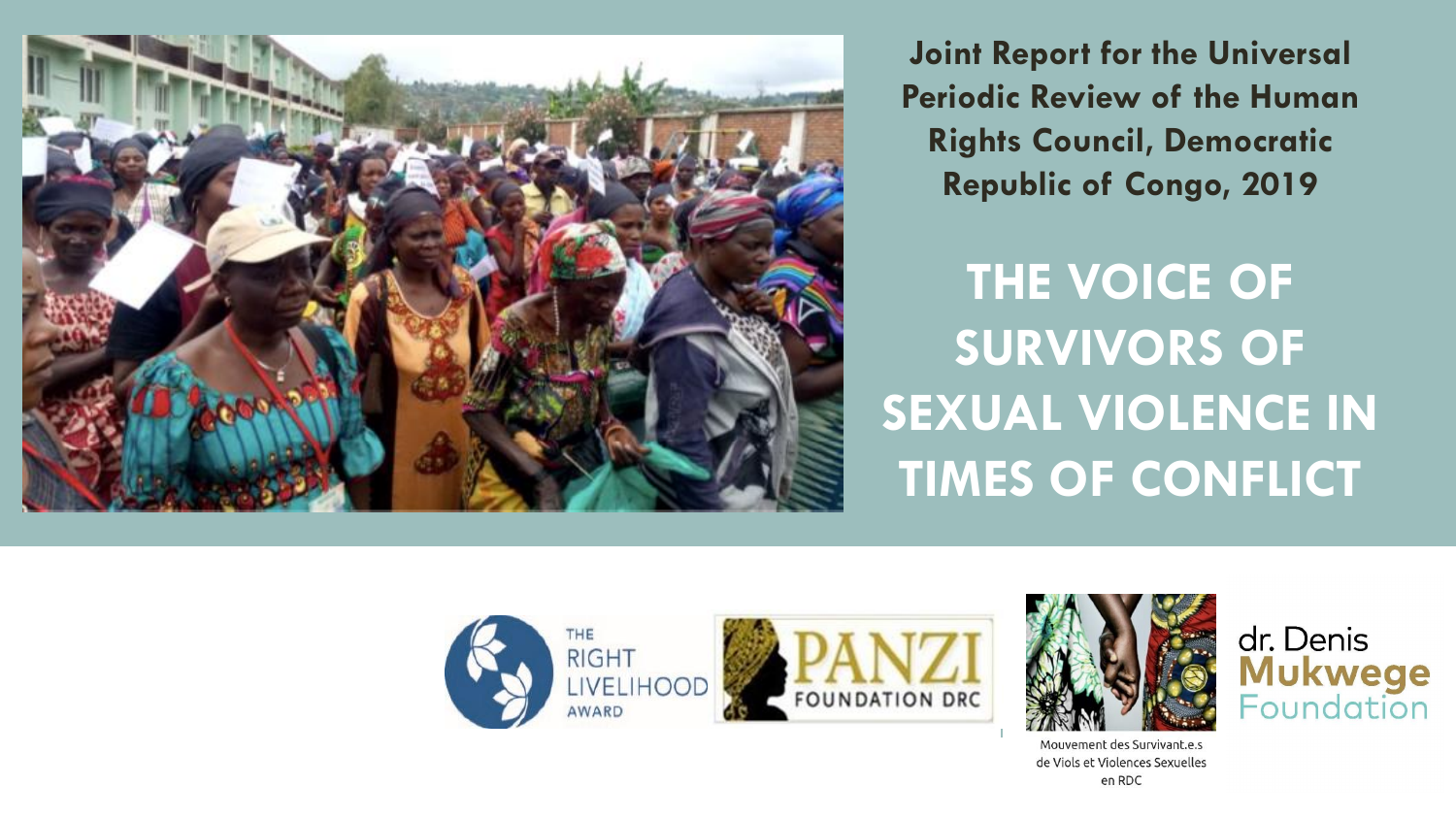**Joint Report for the Universal Periodic Review of the Human Rights Council, Democratic Republic of Congo, 2019**

# THE VOICE OF SURVIVORS OF SEXUAL VIOLENCE IN TIMES OF CONFLICT

THE RIGHT LIVELIHOOD AWARD

PANZI FOUNDATION DRC

Mouvement des Survivant.e.s de Viols et Violences Sexuelles en RDC

dr. Denis Mukwege Foundation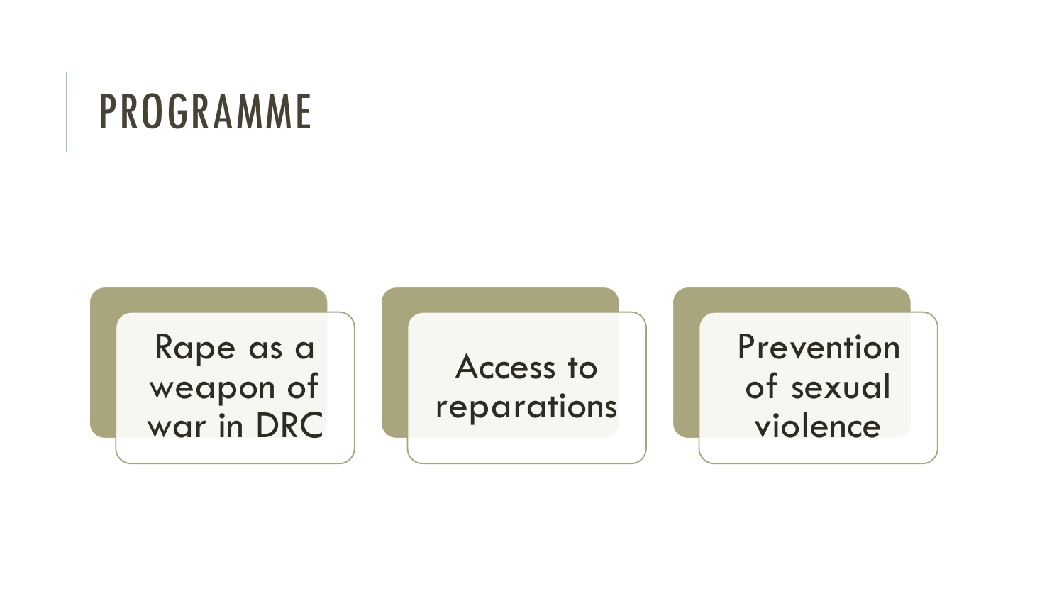# PROGRAMME

- Rape as a weapon of war in DRC
- Access to reparations
- Prevention of sexual violence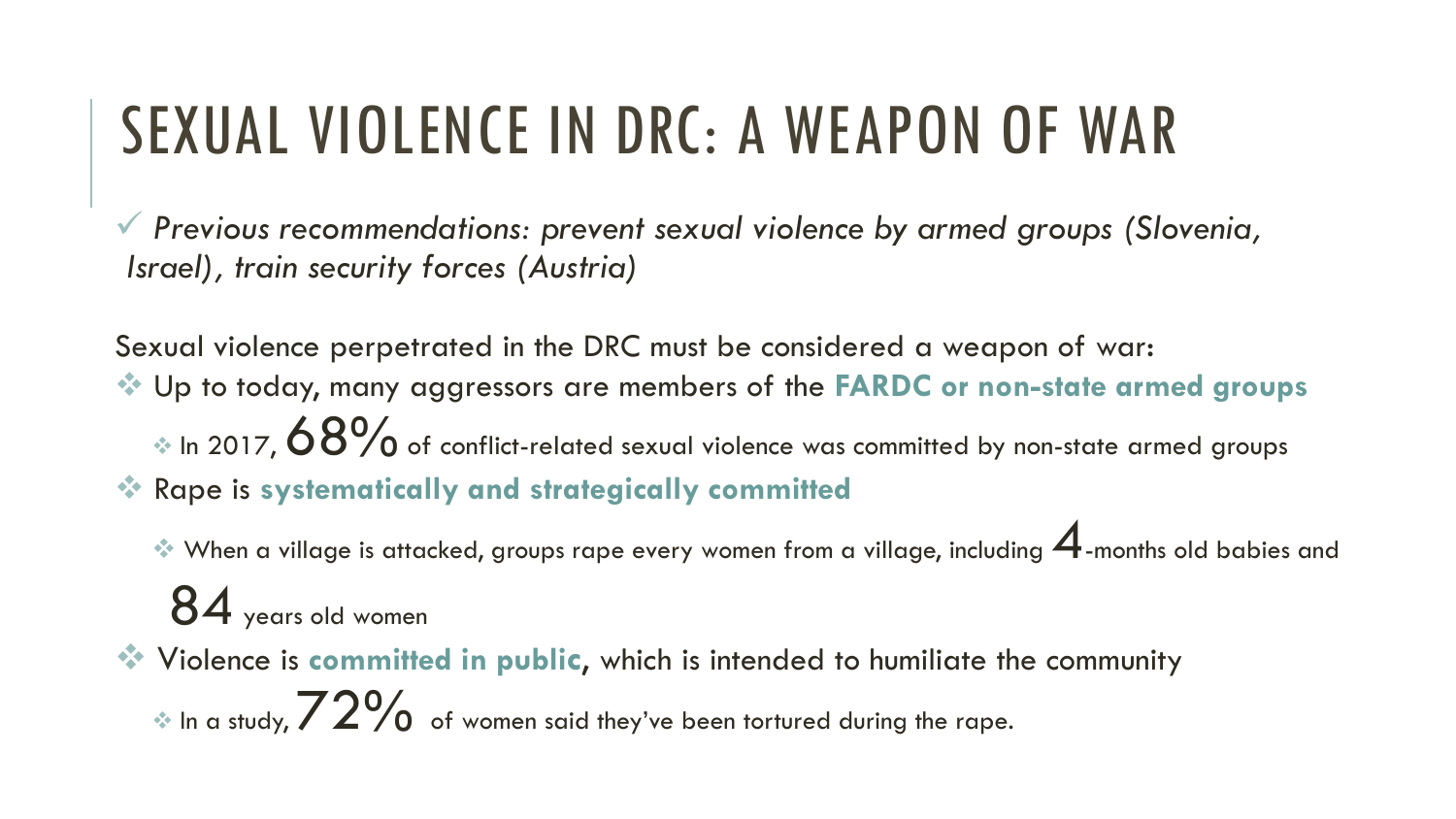# SEXUAL VIOLENCE IN DRC: A WEAPON OF WAR

✓ *Previous recommendations: prevent sexual violence by armed groups (Slovenia, Israel), train security forces (Austria)*

Sexual violence perpetrated in the DRC must be considered a weapon of war:

- Up to today, many aggressors are members of the **FARDC or non-state armed groups**
  - In 2017, 68% of conflict-related sexual violence was committed by non-state armed groups
- Rape is **systematically and strategically committed**
  - When a village is attacked, groups rape every women from a village, including 4-months old babies and 84 years old women
- Violence is **committed in public**, which is intended to humiliate the community
  - In a study, 72% of women said they've been tortured during the rape.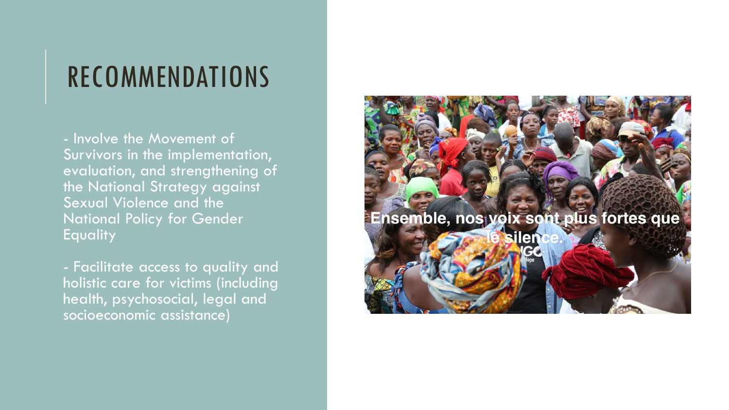# RECOMMENDATIONS

- Involve the Movement of Survivors in the implementation, evaluation, and strengthening of the National Strategy against Sexual Violence and the National Policy for Gender Equality

- Facilitate access to quality and holistic care for victims (including health, psychosocial, legal and socioeconomic assistance)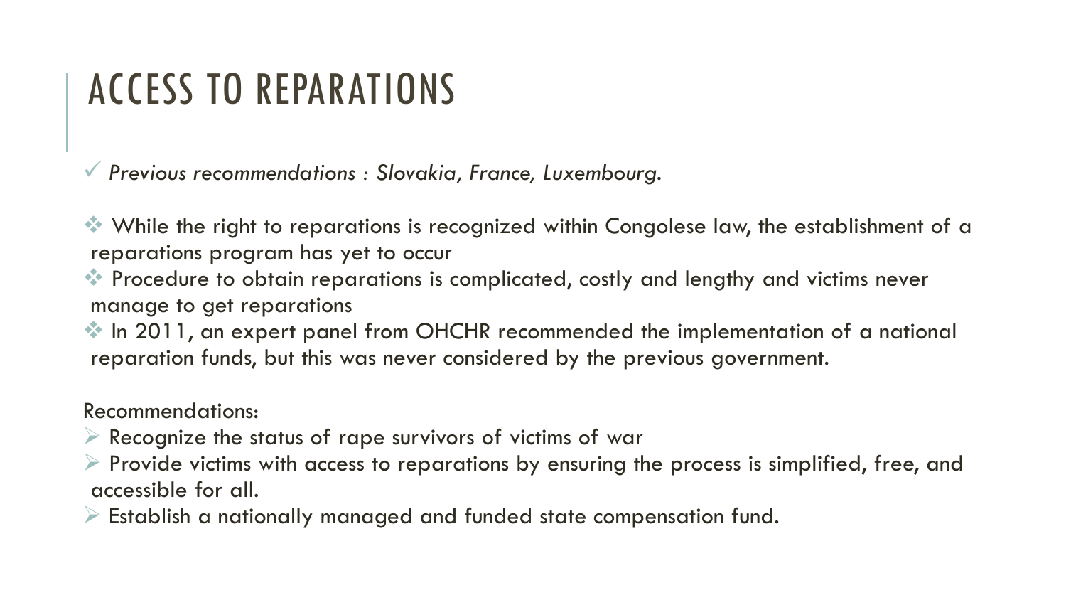# ACCESS TO REPARATIONS

- *Previous recommendations : Slovakia, France, Luxembourg.*

- While the right to reparations is recognized within Congolese law, the establishment of a reparations program has yet to occur
- Procedure to obtain reparations is complicated, costly and lengthy and victims never manage to get reparations
- In 2011, an expert panel from OHCHR recommended the implementation of a national reparation funds, but this was never considered by the previous government.

Recommendations:

- Recognize the status of rape survivors of victims of war
- Provide victims with access to reparations by ensuring the process is simplified, free, and accessible for all.
- Establish a nationally managed and funded state compensation fund.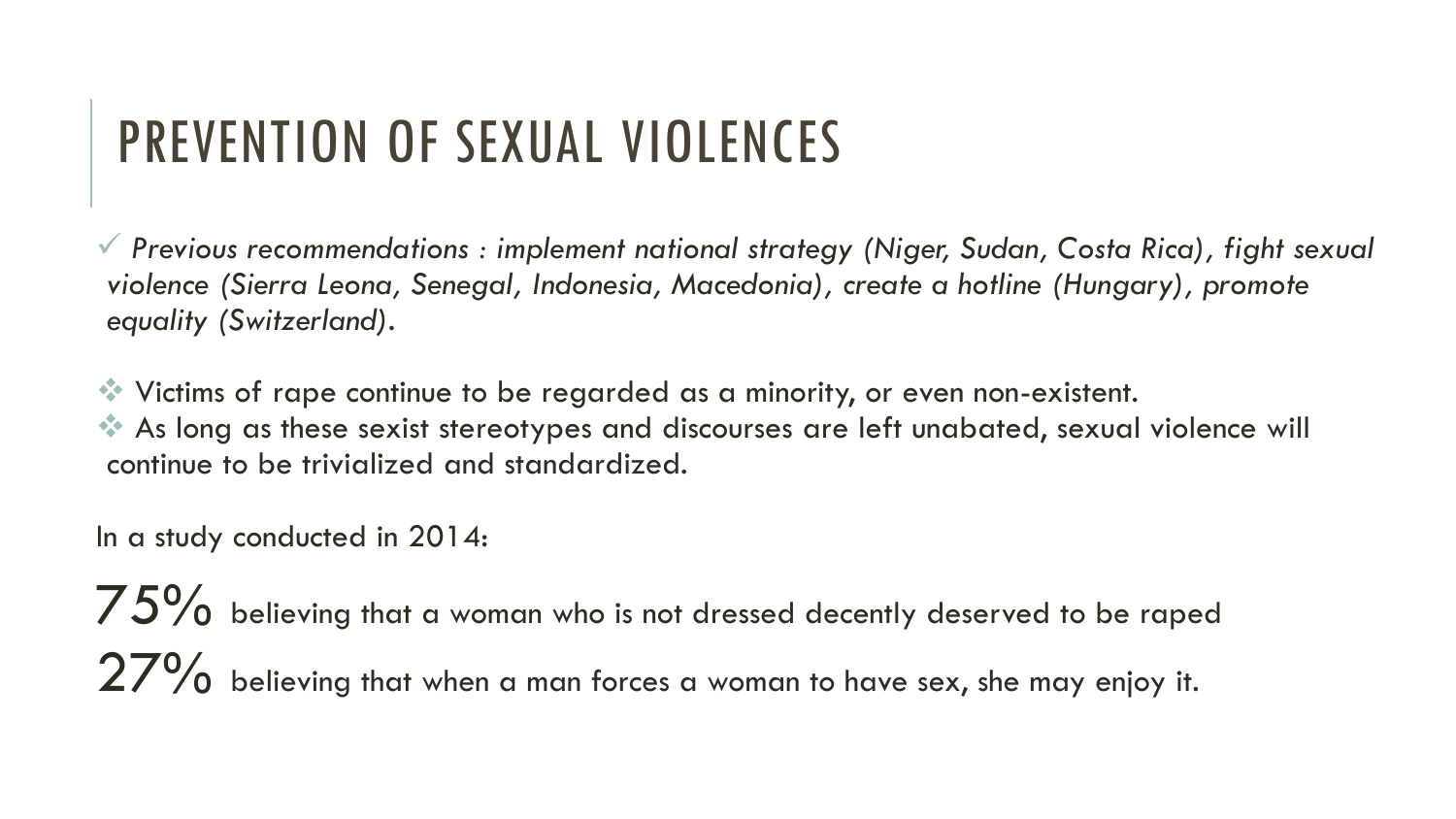# PREVENTION OF SEXUAL VIOLENCES

- ✓ *Previous recommendations : implement national strategy (Niger, Sudan, Costa Rica), fight sexual violence (Sierra Leona, Senegal, Indonesia, Macedonia), create a hotline (Hungary), promote equality (Switzerland).*

- Victims of rape continue to be regarded as a minority, or even non-existent.
- As long as these sexist stereotypes and discourses are left unabated, sexual violence will continue to be trivialized and standardized.

In a study conducted in 2014:

**75%** believing that a woman who is not dressed decently deserved to be raped

**27%** believing that when a man forces a woman to have sex, she may enjoy it.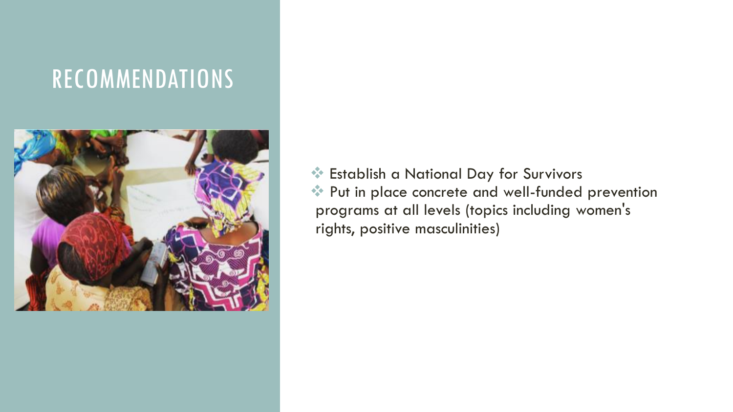# RECOMMENDATIONS

- Establish a National Day for Survivors
- Put in place concrete and well-funded prevention programs at all levels (topics including women's rights, positive masculinities)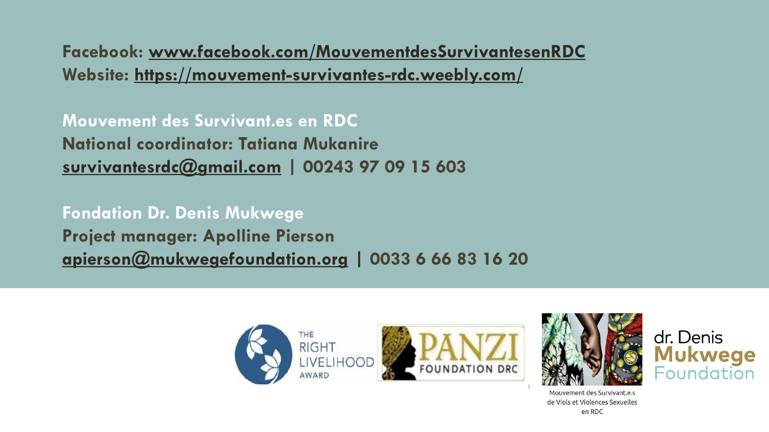**Facebook: www.facebook.com/MouvementdesSurvivantesenRDC**
**Website: https://mouvement-survivantes-rdc.weebly.com/**

**Mouvement des Survivant.es en RDC**
**National coordinator: Tatiana Mukanire**
**survivantesrdc@gmail.com | 00243 97 09 15 603**

**Fondation Dr. Denis Mukwege**
**Project manager: Apolline Pierson**
**apierson@mukwegefoundation.org | 0033 6 66 83 16 20**

THE RIGHT LIVELIHOOD AWARD

PANZI FOUNDATION DRC

Mouvement des Survivant.e.s de Viols et Violences Sexuelles en RDC

dr. Denis Mukwege Foundation